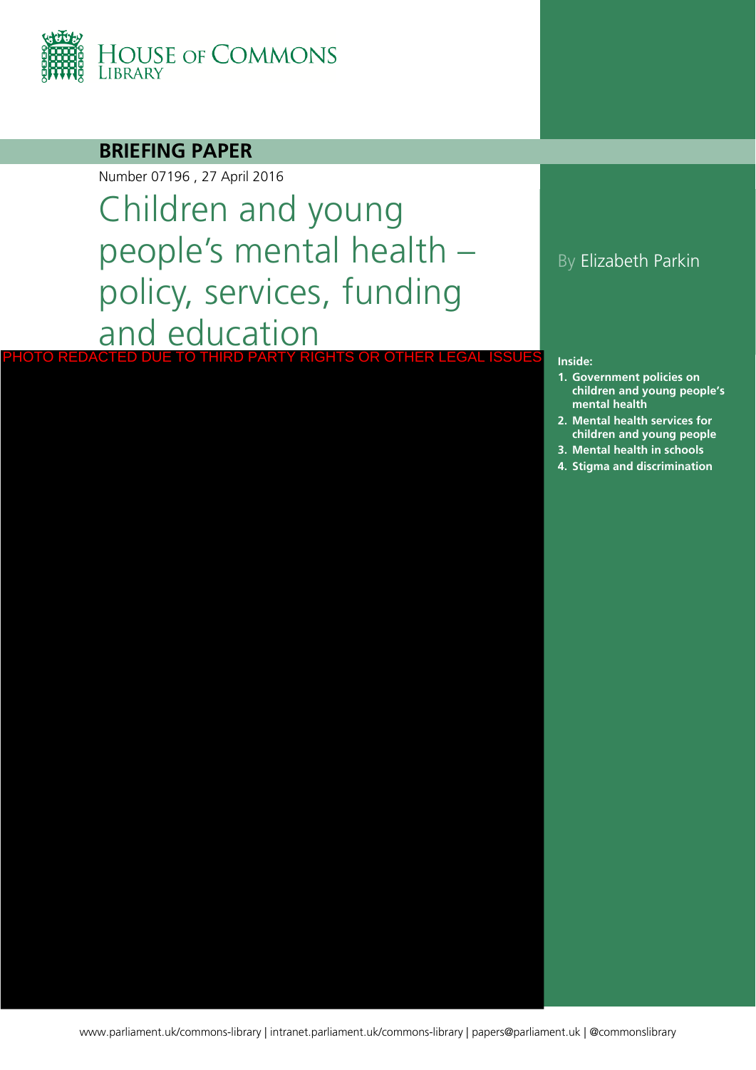HOUSE OF COMMONS LIBRARY

**BRIEFING PAPER**

Number 07196 , 27 April 2016

# Children and young people's mental health – policy, services, funding and education

By Elizabeth Parkin

PHOTO REDACTED DUE TO THIRD PARTY RIGHTS OR OTHER LEGAL ISSUES

**Inside:**

1. **Government policies on children and young people's mental health**
2. **Mental health services for children and young people**
3. **Mental health in schools**
4. **Stigma and discrimination**

www.parliament.uk/commons-library | intranet.parliament.uk/commons-library | papers@parliament.uk | @commonslibrary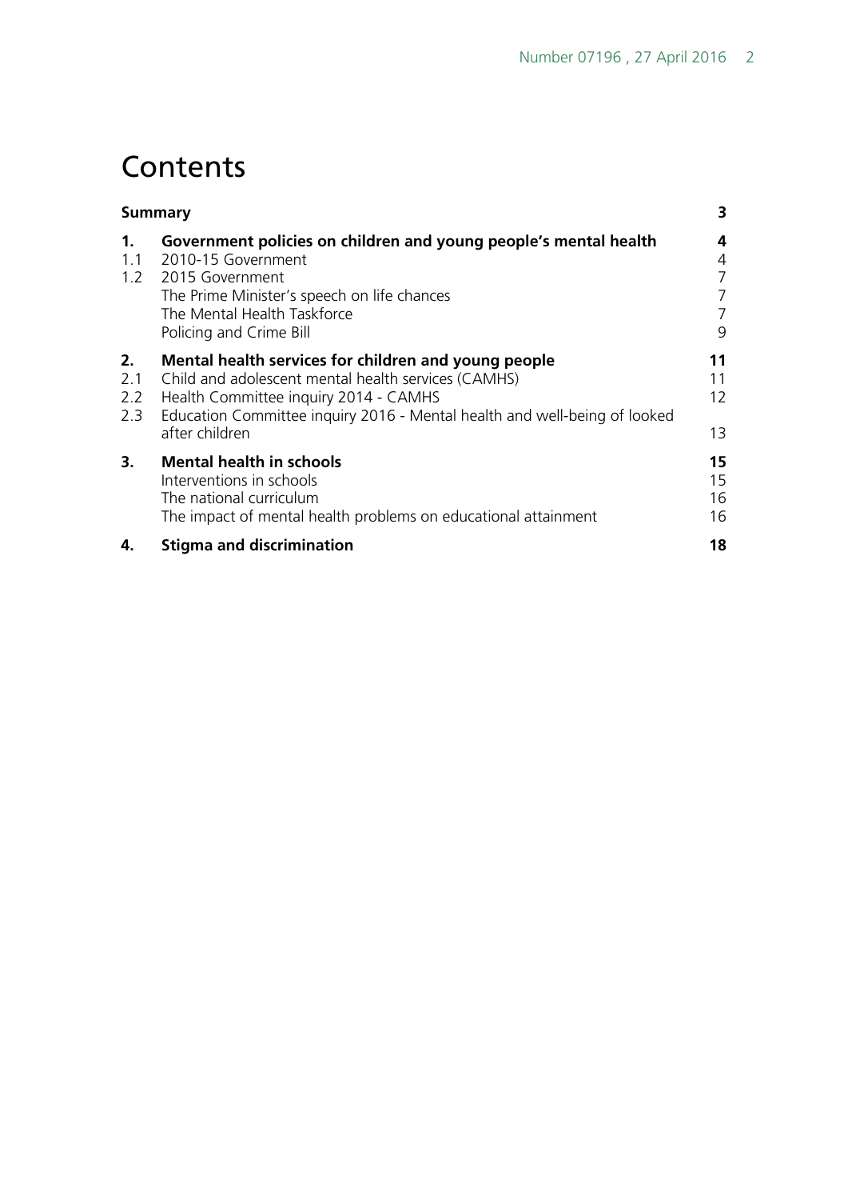# Contents

| | | |
|---|---|---|
| **Summary** | | **3** |
| **1.** | **Government policies on children and young people's mental health** | **4** |
| 1.1 | 2010-15 Government | 4 |
| 1.2 | 2015 Government | 7 |
| | The Prime Minister's speech on life chances | 7 |
| | The Mental Health Taskforce | 7 |
| | Policing and Crime Bill | 9 |
| **2.** | **Mental health services for children and young people** | **11** |
| 2.1 | Child and adolescent mental health services (CAMHS) | 11 |
| 2.2 | Health Committee inquiry 2014 - CAMHS | 12 |
| 2.3 | Education Committee inquiry 2016 - Mental health and well-being of looked after children | 13 |
| **3.** | **Mental health in schools** | **15** |
| | Interventions in schools | 15 |
| | The national curriculum | 16 |
| | The impact of mental health problems on educational attainment | 16 |
| **4.** | **Stigma and discrimination** | **18** |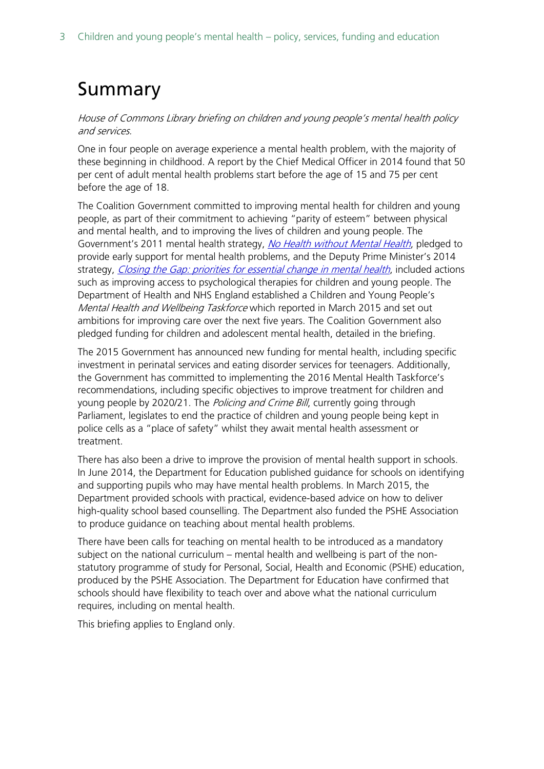# Summary

*House of Commons Library briefing on children and young people's mental health policy and services.*

One in four people on average experience a mental health problem, with the majority of these beginning in childhood. A report by the Chief Medical Officer in 2014 found that 50 per cent of adult mental health problems start before the age of 15 and 75 per cent before the age of 18.

The Coalition Government committed to improving mental health for children and young people, as part of their commitment to achieving "parity of esteem" between physical and mental health, and to improving the lives of children and young people. The Government's 2011 mental health strategy, *No Health without Mental Health*, pledged to provide early support for mental health problems, and the Deputy Prime Minister's 2014 strategy, *Closing the Gap: priorities for essential change in mental health*, included actions such as improving access to psychological therapies for children and young people. The Department of Health and NHS England established a Children and Young People's *Mental Health and Wellbeing Taskforce* which reported in March 2015 and set out ambitions for improving care over the next five years. The Coalition Government also pledged funding for children and adolescent mental health, detailed in the briefing.

The 2015 Government has announced new funding for mental health, including specific investment in perinatal services and eating disorder services for teenagers. Additionally, the Government has committed to implementing the 2016 Mental Health Taskforce's recommendations, including specific objectives to improve treatment for children and young people by 2020/21. The *Policing and Crime Bill*, currently going through Parliament, legislates to end the practice of children and young people being kept in police cells as a "place of safety" whilst they await mental health assessment or treatment.

There has also been a drive to improve the provision of mental health support in schools. In June 2014, the Department for Education published guidance for schools on identifying and supporting pupils who may have mental health problems. In March 2015, the Department provided schools with practical, evidence-based advice on how to deliver high-quality school based counselling. The Department also funded the PSHE Association to produce guidance on teaching about mental health problems.

There have been calls for teaching on mental health to be introduced as a mandatory subject on the national curriculum – mental health and wellbeing is part of the non-statutory programme of study for Personal, Social, Health and Economic (PSHE) education, produced by the PSHE Association. The Department for Education have confirmed that schools should have flexibility to teach over and above what the national curriculum requires, including on mental health.

This briefing applies to England only.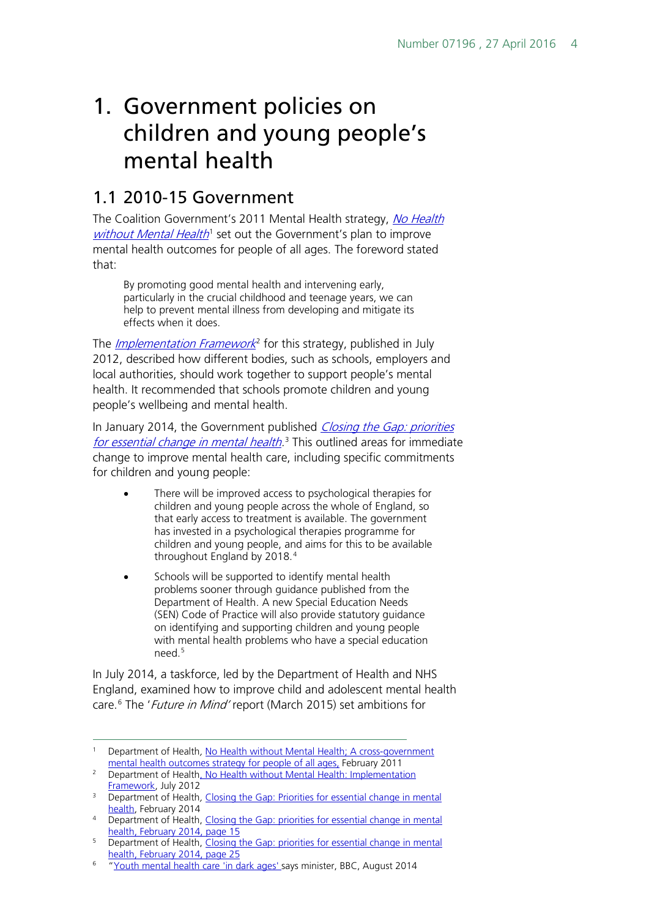# 1. Government policies on children and young people's mental health

## 1.1 2010-15 Government

The Coalition Government's 2011 Mental Health strategy, *No Health without Mental Health*[1] set out the Government's plan to improve mental health outcomes for people of all ages. The foreword stated that:

> By promoting good mental health and intervening early, particularly in the crucial childhood and teenage years, we can help to prevent mental illness from developing and mitigate its effects when it does.

The *Implementation Framework*[2] for this strategy, published in July 2012, described how different bodies, such as schools, employers and local authorities, should work together to support people's mental health. It recommended that schools promote children and young people's wellbeing and mental health.

In January 2014, the Government published *Closing the Gap: priorities for essential change in mental health*.[3] This outlined areas for immediate change to improve mental health care, including specific commitments for children and young people:

- There will be improved access to psychological therapies for children and young people across the whole of England, so that early access to treatment is available. The government has invested in a psychological therapies programme for children and young people, and aims for this to be available throughout England by 2018.[4]
- Schools will be supported to identify mental health problems sooner through guidance published from the Department of Health. A new Special Education Needs (SEN) Code of Practice will also provide statutory guidance on identifying and supporting children and young people with mental health problems who have a special education need.[5]

In July 2014, a taskforce, led by the Department of Health and NHS England, examined how to improve child and adolescent mental health care.[6] The '*Future in Mind*' report (March 2015) set ambitions for

---

1. Department of Health, No Health without Mental Health; A cross-government mental health outcomes strategy for people of all ages, February 2011
2. Department of Health, No Health without Mental Health: Implementation Framework, July 2012
3. Department of Health, Closing the Gap: Priorities for essential change in mental health, February 2014
4. Department of Health, Closing the Gap: priorities for essential change in mental health, February 2014, page 15
5. Department of Health, Closing the Gap: priorities for essential change in mental health, February 2014, page 25
6. "Youth mental health care 'in dark ages' says minister, BBC, August 2014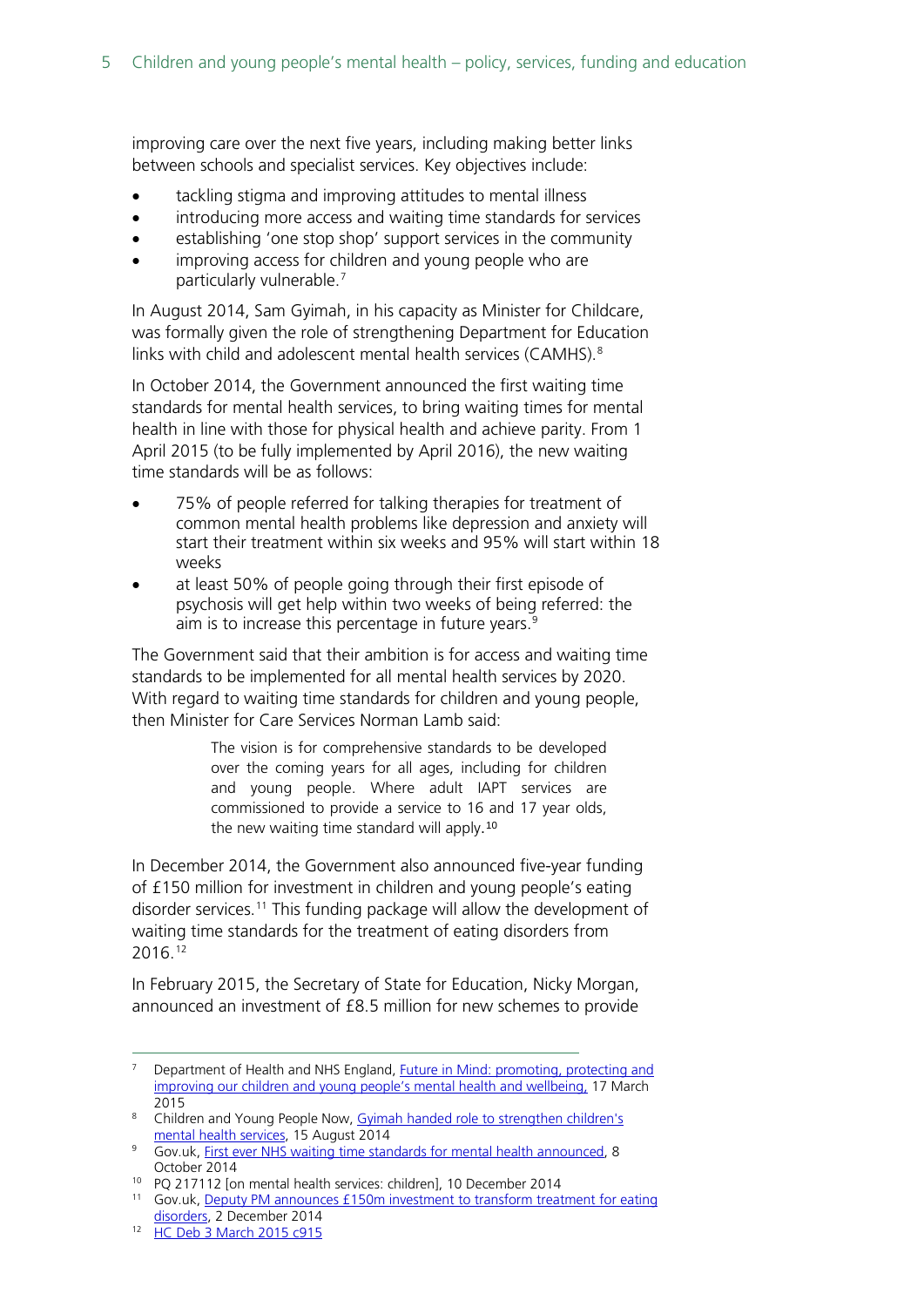improving care over the next five years, including making better links between schools and specialist services. Key objectives include:

- tackling stigma and improving attitudes to mental illness
- introducing more access and waiting time standards for services
- establishing 'one stop shop' support services in the community
- improving access for children and young people who are particularly vulnerable.[7]

In August 2014, Sam Gyimah, in his capacity as Minister for Childcare, was formally given the role of strengthening Department for Education links with child and adolescent mental health services (CAMHS).[8]

In October 2014, the Government announced the first waiting time standards for mental health services, to bring waiting times for mental health in line with those for physical health and achieve parity. From 1 April 2015 (to be fully implemented by April 2016), the new waiting time standards will be as follows:

- 75% of people referred for talking therapies for treatment of common mental health problems like depression and anxiety will start their treatment within six weeks and 95% will start within 18 weeks
- at least 50% of people going through their first episode of psychosis will get help within two weeks of being referred: the aim is to increase this percentage in future years.[9]

The Government said that their ambition is for access and waiting time standards to be implemented for all mental health services by 2020. With regard to waiting time standards for children and young people, then Minister for Care Services Norman Lamb said:

> The vision is for comprehensive standards to be developed over the coming years for all ages, including for children and young people. Where adult IAPT services are commissioned to provide a service to 16 and 17 year olds, the new waiting time standard will apply.[10]

In December 2014, the Government also announced five-year funding of £150 million for investment in children and young people's eating disorder services.[11] This funding package will allow the development of waiting time standards for the treatment of eating disorders from 2016.[12]

In February 2015, the Secretary of State for Education, Nicky Morgan, announced an investment of £8.5 million for new schemes to provide

---

7 Department of Health and NHS England, Future in Mind: promoting, protecting and improving our children and young people's mental health and wellbeing, 17 March 2015

8 Children and Young People Now, Gyimah handed role to strengthen children's mental health services, 15 August 2014

9 Gov.uk, First ever NHS waiting time standards for mental health announced, 8 October 2014

10 PQ 217112 [on mental health services: children], 10 December 2014

11 Gov.uk, Deputy PM announces £150m investment to transform treatment for eating disorders, 2 December 2014

12 HC Deb 3 March 2015 c915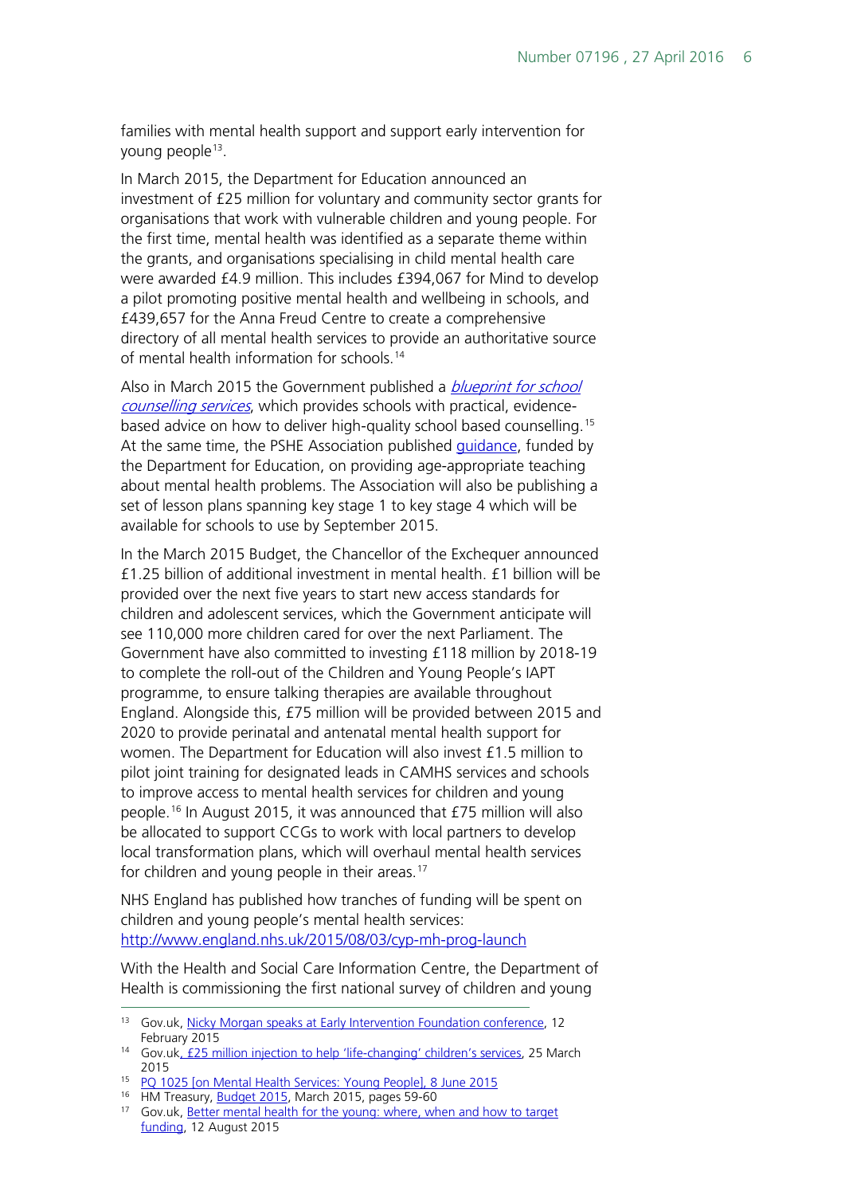families with mental health support and support early intervention for young people[13].

In March 2015, the Department for Education announced an investment of £25 million for voluntary and community sector grants for organisations that work with vulnerable children and young people. For the first time, mental health was identified as a separate theme within the grants, and organisations specialising in child mental health care were awarded £4.9 million. This includes £394,067 for Mind to develop a pilot promoting positive mental health and wellbeing in schools, and £439,657 for the Anna Freud Centre to create a comprehensive directory of all mental health services to provide an authoritative source of mental health information for schools.[14]

Also in March 2015 the Government published a *blueprint for school counselling services*, which provides schools with practical, evidence-based advice on how to deliver high-quality school based counselling.[15] At the same time, the PSHE Association published guidance, funded by the Department for Education, on providing age-appropriate teaching about mental health problems. The Association will also be publishing a set of lesson plans spanning key stage 1 to key stage 4 which will be available for schools to use by September 2015.

In the March 2015 Budget, the Chancellor of the Exchequer announced £1.25 billion of additional investment in mental health. £1 billion will be provided over the next five years to start new access standards for children and adolescent services, which the Government anticipate will see 110,000 more children cared for over the next Parliament. The Government have also committed to investing £118 million by 2018-19 to complete the roll-out of the Children and Young People's IAPT programme, to ensure talking therapies are available throughout England. Alongside this, £75 million will be provided between 2015 and 2020 to provide perinatal and antenatal mental health support for women. The Department for Education will also invest £1.5 million to pilot joint training for designated leads in CAMHS services and schools to improve access to mental health services for children and young people.[16] In August 2015, it was announced that £75 million will also be allocated to support CCGs to work with local partners to develop local transformation plans, which will overhaul mental health services for children and young people in their areas.[17]

NHS England has published how tranches of funding will be spent on children and young people's mental health services: http://www.england.nhs.uk/2015/08/03/cyp-mh-prog-launch

With the Health and Social Care Information Centre, the Department of Health is commissioning the first national survey of children and young

---

[13] Gov.uk, Nicky Morgan speaks at Early Intervention Foundation conference, 12 February 2015

[14] Gov.uk, £25 million injection to help 'life-changing' children's services, 25 March 2015

[15] PQ 1025 [on Mental Health Services: Young People], 8 June 2015

[16] HM Treasury, Budget 2015, March 2015, pages 59-60

[17] Gov.uk, Better mental health for the young: where, when and how to target funding, 12 August 2015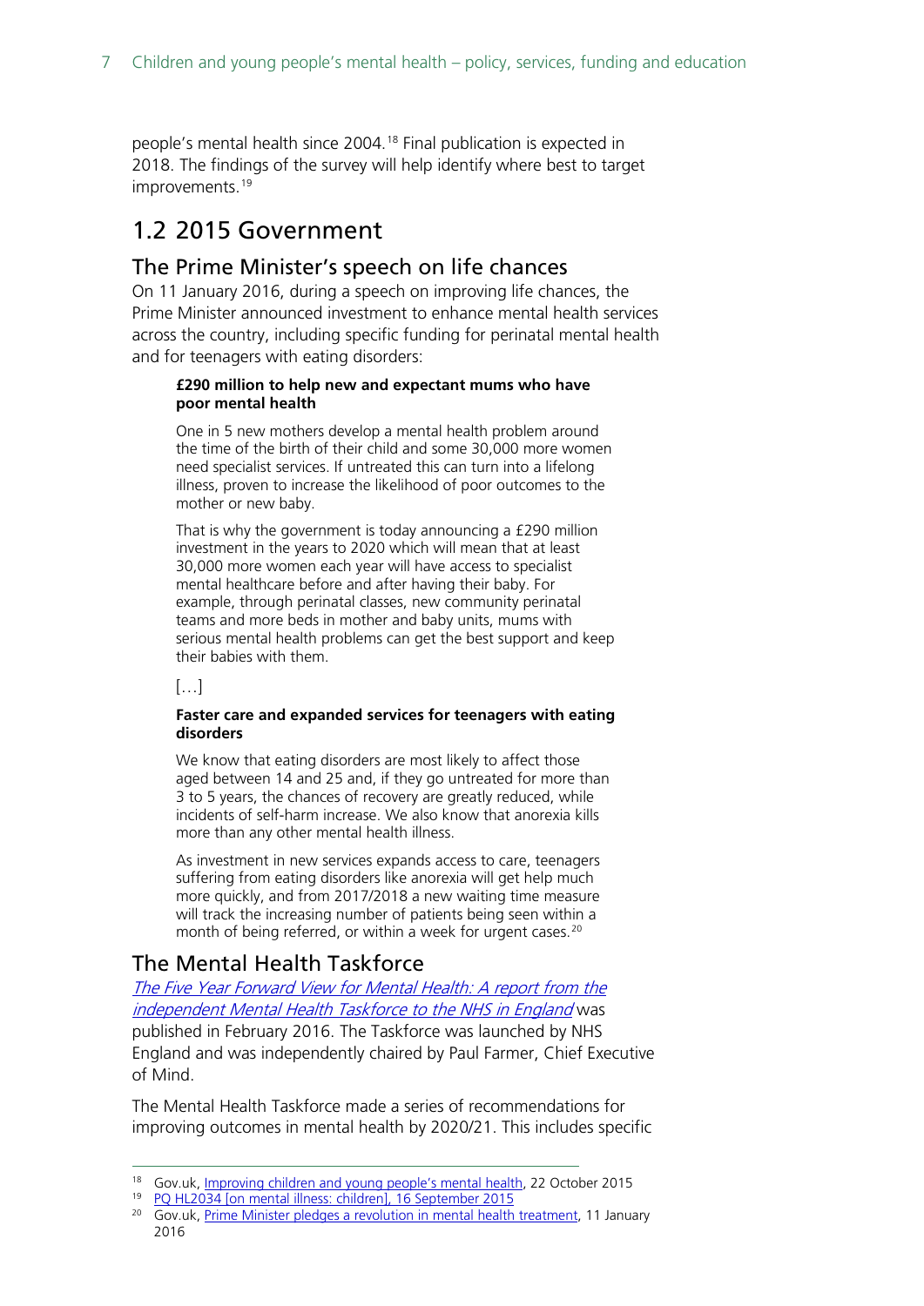people's mental health since 2004.[18] Final publication is expected in 2018. The findings of the survey will help identify where best to target improvements.[19]

## 1.2 2015 Government

### The Prime Minister's speech on life chances

On 11 January 2016, during a speech on improving life chances, the Prime Minister announced investment to enhance mental health services across the country, including specific funding for perinatal mental health and for teenagers with eating disorders:

> **£290 million to help new and expectant mums who have poor mental health**
>
> One in 5 new mothers develop a mental health problem around the time of the birth of their child and some 30,000 more women need specialist services. If untreated this can turn into a lifelong illness, proven to increase the likelihood of poor outcomes to the mother or new baby.
>
> That is why the government is today announcing a £290 million investment in the years to 2020 which will mean that at least 30,000 more women each year will have access to specialist mental healthcare before and after having their baby. For example, through perinatal classes, new community perinatal teams and more beds in mother and baby units, mums with serious mental health problems can get the best support and keep their babies with them.
>
> […]
>
> **Faster care and expanded services for teenagers with eating disorders**
>
> We know that eating disorders are most likely to affect those aged between 14 and 25 and, if they go untreated for more than 3 to 5 years, the chances of recovery are greatly reduced, while incidents of self-harm increase. We also know that anorexia kills more than any other mental health illness.
>
> As investment in new services expands access to care, teenagers suffering from eating disorders like anorexia will get help much more quickly, and from 2017/2018 a new waiting time measure will track the increasing number of patients being seen within a month of being referred, or within a week for urgent cases.[20]

### The Mental Health Taskforce

*The Five Year Forward View for Mental Health: A report from the independent Mental Health Taskforce to the NHS in England* was published in February 2016. The Taskforce was launched by NHS England and was independently chaired by Paul Farmer, Chief Executive of Mind.

The Mental Health Taskforce made a series of recommendations for improving outcomes in mental health by 2020/21. This includes specific

---

[18] Gov.uk, Improving children and young people's mental health, 22 October 2015

[19] PQ HL2034 [on mental illness: children], 16 September 2015

[20] Gov.uk, Prime Minister pledges a revolution in mental health treatment, 11 January 2016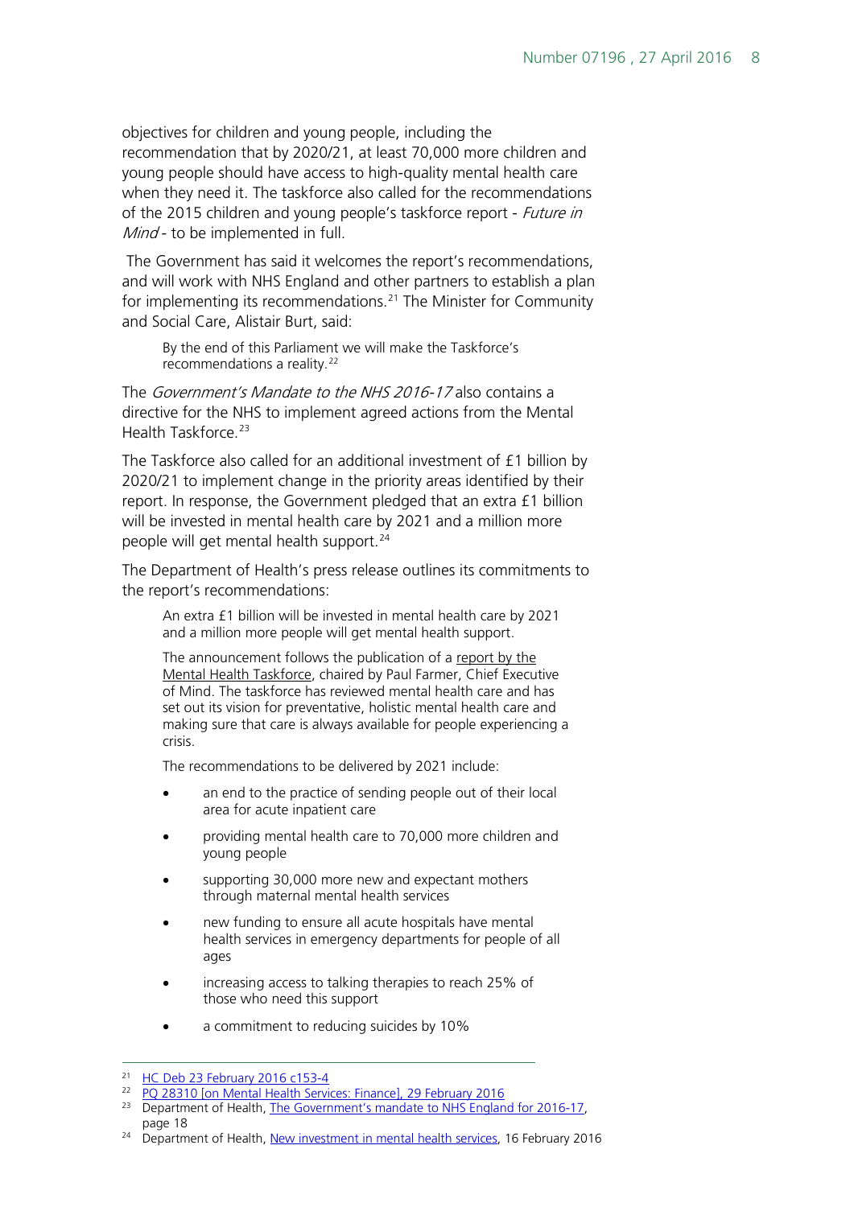objectives for children and young people, including the recommendation that by 2020/21, at least 70,000 more children and young people should have access to high-quality mental health care when they need it. The taskforce also called for the recommendations of the 2015 children and young people's taskforce report - *Future in Mind* - to be implemented in full.

The Government has said it welcomes the report's recommendations, and will work with NHS England and other partners to establish a plan for implementing its recommendations.[21] The Minister for Community and Social Care, Alistair Burt, said:

> By the end of this Parliament we will make the Taskforce's recommendations a reality.[22]

The *Government's Mandate to the NHS 2016-17* also contains a directive for the NHS to implement agreed actions from the Mental Health Taskforce.[23]

The Taskforce also called for an additional investment of £1 billion by 2020/21 to implement change in the priority areas identified by their report. In response, the Government pledged that an extra £1 billion will be invested in mental health care by 2021 and a million more people will get mental health support.[24]

The Department of Health's press release outlines its commitments to the report's recommendations:

> An extra £1 billion will be invested in mental health care by 2021 and a million more people will get mental health support.
>
> The announcement follows the publication of a report by the Mental Health Taskforce, chaired by Paul Farmer, Chief Executive of Mind. The taskforce has reviewed mental health care and has set out its vision for preventative, holistic mental health care and making sure that care is always available for people experiencing a crisis.
>
> The recommendations to be delivered by 2021 include:
>
> - an end to the practice of sending people out of their local area for acute inpatient care
> - providing mental health care to 70,000 more children and young people
> - supporting 30,000 more new and expectant mothers through maternal mental health services
> - new funding to ensure all acute hospitals have mental health services in emergency departments for people of all ages
> - increasing access to talking therapies to reach 25% of those who need this support
> - a commitment to reducing suicides by 10%

---

[21] HC Deb 23 February 2016 c153-4

[22] PQ 28310 [on Mental Health Services: Finance], 29 February 2016

[23] Department of Health, The Government's mandate to NHS England for 2016-17, page 18

[24] Department of Health, New investment in mental health services, 16 February 2016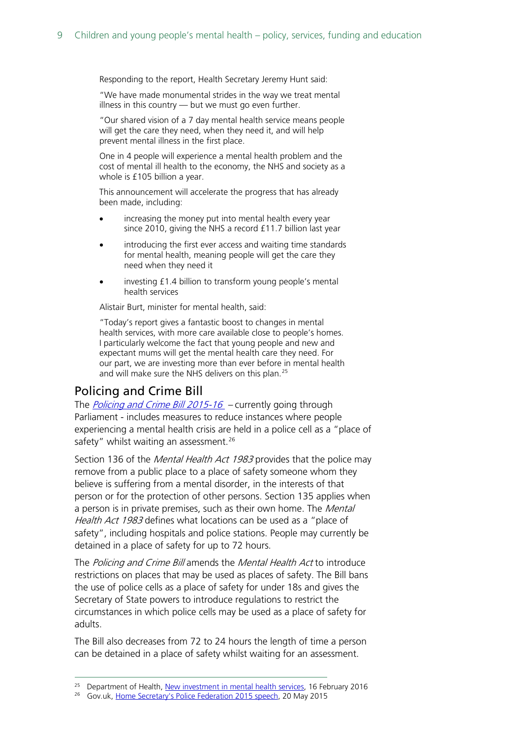Responding to the report, Health Secretary Jeremy Hunt said:

"We have made monumental strides in the way we treat mental illness in this country — but we must go even further.

"Our shared vision of a 7 day mental health service means people will get the care they need, when they need it, and will help prevent mental illness in the first place.

One in 4 people will experience a mental health problem and the cost of mental ill health to the economy, the NHS and society as a whole is £105 billion a year.

This announcement will accelerate the progress that has already been made, including:

- increasing the money put into mental health every year since 2010, giving the NHS a record £11.7 billion last year
- introducing the first ever access and waiting time standards for mental health, meaning people will get the care they need when they need it
- investing £1.4 billion to transform young people's mental health services

Alistair Burt, minister for mental health, said:

"Today's report gives a fantastic boost to changes in mental health services, with more care available close to people's homes. I particularly welcome the fact that young people and new and expectant mums will get the mental health care they need. For our part, we are investing more than ever before in mental health and will make sure the NHS delivers on this plan.[25]

## Policing and Crime Bill

The *Policing and Crime Bill 2015-16* – currently going through Parliament - includes measures to reduce instances where people experiencing a mental health crisis are held in a police cell as a "place of safety" whilst waiting an assessment.[26]

Section 136 of the *Mental Health Act 1983* provides that the police may remove from a public place to a place of safety someone whom they believe is suffering from a mental disorder, in the interests of that person or for the protection of other persons. Section 135 applies when a person is in private premises, such as their own home. The *Mental Health Act 1983* defines what locations can be used as a "place of safety", including hospitals and police stations. People may currently be detained in a place of safety for up to 72 hours.

The *Policing and Crime Bill* amends the *Mental Health Act* to introduce restrictions on places that may be used as places of safety. The Bill bans the use of police cells as a place of safety for under 18s and gives the Secretary of State powers to introduce regulations to restrict the circumstances in which police cells may be used as a place of safety for adults.

The Bill also decreases from 72 to 24 hours the length of time a person can be detained in a place of safety whilst waiting for an assessment.

---

[25] Department of Health, New investment in mental health services, 16 February 2016

[26] Gov.uk, Home Secretary's Police Federation 2015 speech, 20 May 2015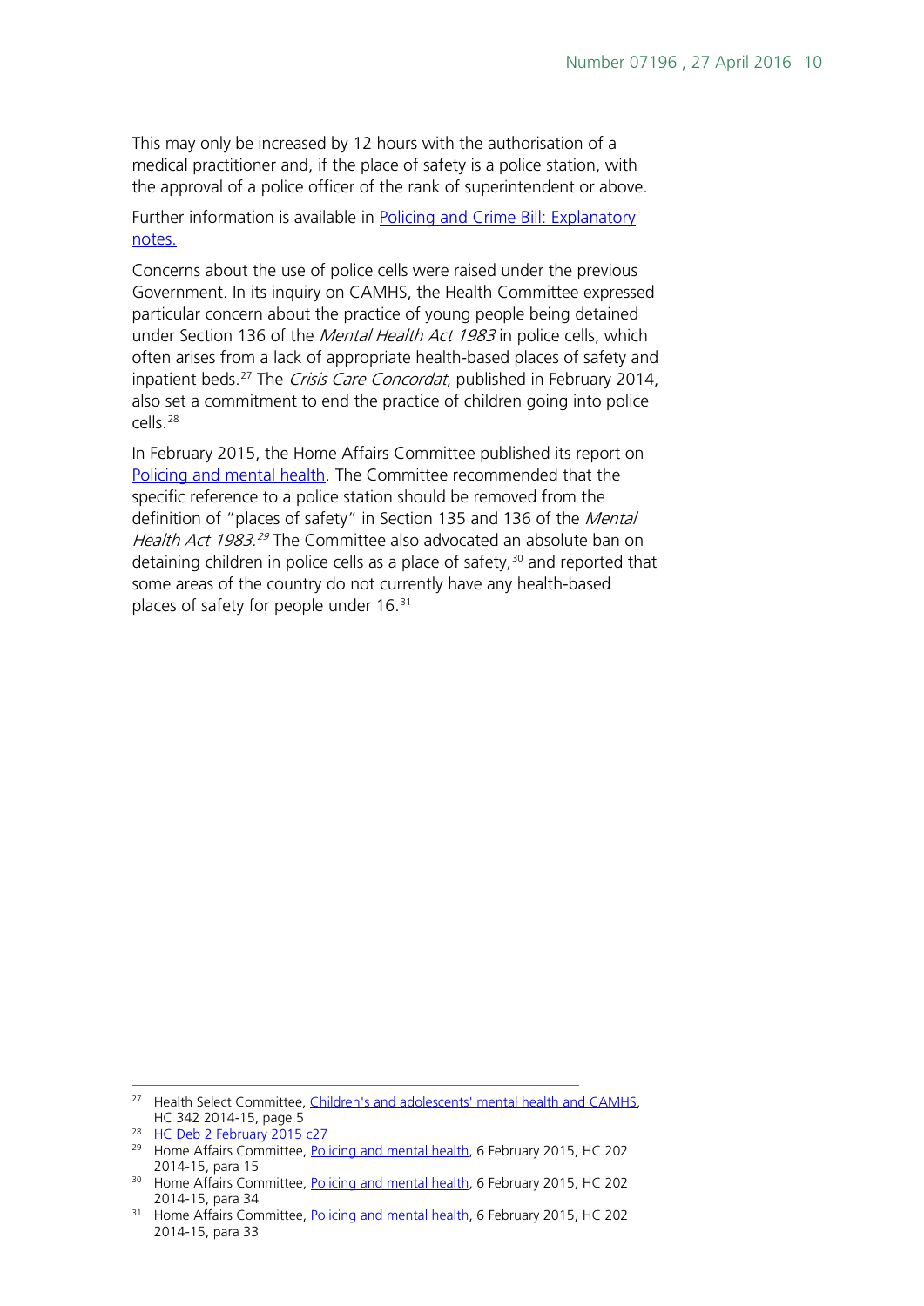This may only be increased by 12 hours with the authorisation of a medical practitioner and, if the place of safety is a police station, with the approval of a police officer of the rank of superintendent or above.

Further information is available in Policing and Crime Bill: Explanatory notes.

Concerns about the use of police cells were raised under the previous Government. In its inquiry on CAMHS, the Health Committee expressed particular concern about the practice of young people being detained under Section 136 of the *Mental Health Act 1983* in police cells, which often arises from a lack of appropriate health-based places of safety and inpatient beds.[27] The *Crisis Care Concordat*, published in February 2014, also set a commitment to end the practice of children going into police cells.[28]

In February 2015, the Home Affairs Committee published its report on Policing and mental health. The Committee recommended that the specific reference to a police station should be removed from the definition of "places of safety" in Section 135 and 136 of the *Mental Health Act 1983*.[29] The Committee also advocated an absolute ban on detaining children in police cells as a place of safety,[30] and reported that some areas of the country do not currently have any health-based places of safety for people under 16.[31]

---

[27] Health Select Committee, Children's and adolescents' mental health and CAMHS, HC 342 2014-15, page 5

[28] HC Deb 2 February 2015 c27

[29] Home Affairs Committee, Policing and mental health, 6 February 2015, HC 202 2014-15, para 15

[30] Home Affairs Committee, Policing and mental health, 6 February 2015, HC 202 2014-15, para 34

[31] Home Affairs Committee, Policing and mental health, 6 February 2015, HC 202 2014-15, para 33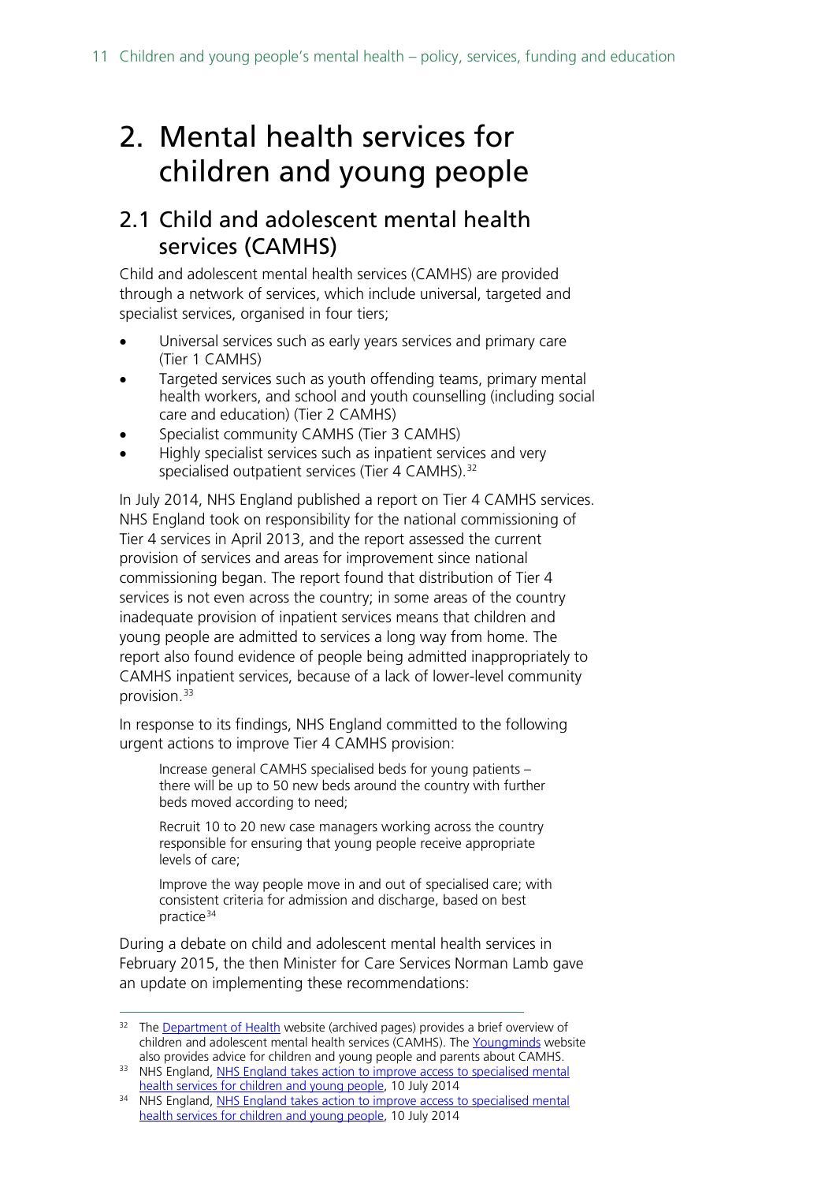# 2. Mental health services for children and young people

## 2.1 Child and adolescent mental health services (CAMHS)

Child and adolescent mental health services (CAMHS) are provided through a network of services, which include universal, targeted and specialist services, organised in four tiers;

- Universal services such as early years services and primary care (Tier 1 CAMHS)
- Targeted services such as youth offending teams, primary mental health workers, and school and youth counselling (including social care and education) (Tier 2 CAMHS)
- Specialist community CAMHS (Tier 3 CAMHS)
- Highly specialist services such as inpatient services and very specialised outpatient services (Tier 4 CAMHS).[32]

In July 2014, NHS England published a report on Tier 4 CAMHS services. NHS England took on responsibility for the national commissioning of Tier 4 services in April 2013, and the report assessed the current provision of services and areas for improvement since national commissioning began. The report found that distribution of Tier 4 services is not even across the country; in some areas of the country inadequate provision of inpatient services means that children and young people are admitted to services a long way from home. The report also found evidence of people being admitted inappropriately to CAMHS inpatient services, because of a lack of lower-level community provision.[33]

In response to its findings, NHS England committed to the following urgent actions to improve Tier 4 CAMHS provision:

> Increase general CAMHS specialised beds for young patients – there will be up to 50 new beds around the country with further beds moved according to need;
>
> Recruit 10 to 20 new case managers working across the country responsible for ensuring that young people receive appropriate levels of care;
>
> Improve the way people move in and out of specialised care; with consistent criteria for admission and discharge, based on best practice[34]

During a debate on child and adolescent mental health services in February 2015, the then Minister for Care Services Norman Lamb gave an update on implementing these recommendations:

---

[32] The Department of Health website (archived pages) provides a brief overview of children and adolescent mental health services (CAMHS). The Youngminds website also provides advice for children and young people and parents about CAMHS.

[33] NHS England, NHS England takes action to improve access to specialised mental health services for children and young people, 10 July 2014

[34] NHS England, NHS England takes action to improve access to specialised mental health services for children and young people, 10 July 2014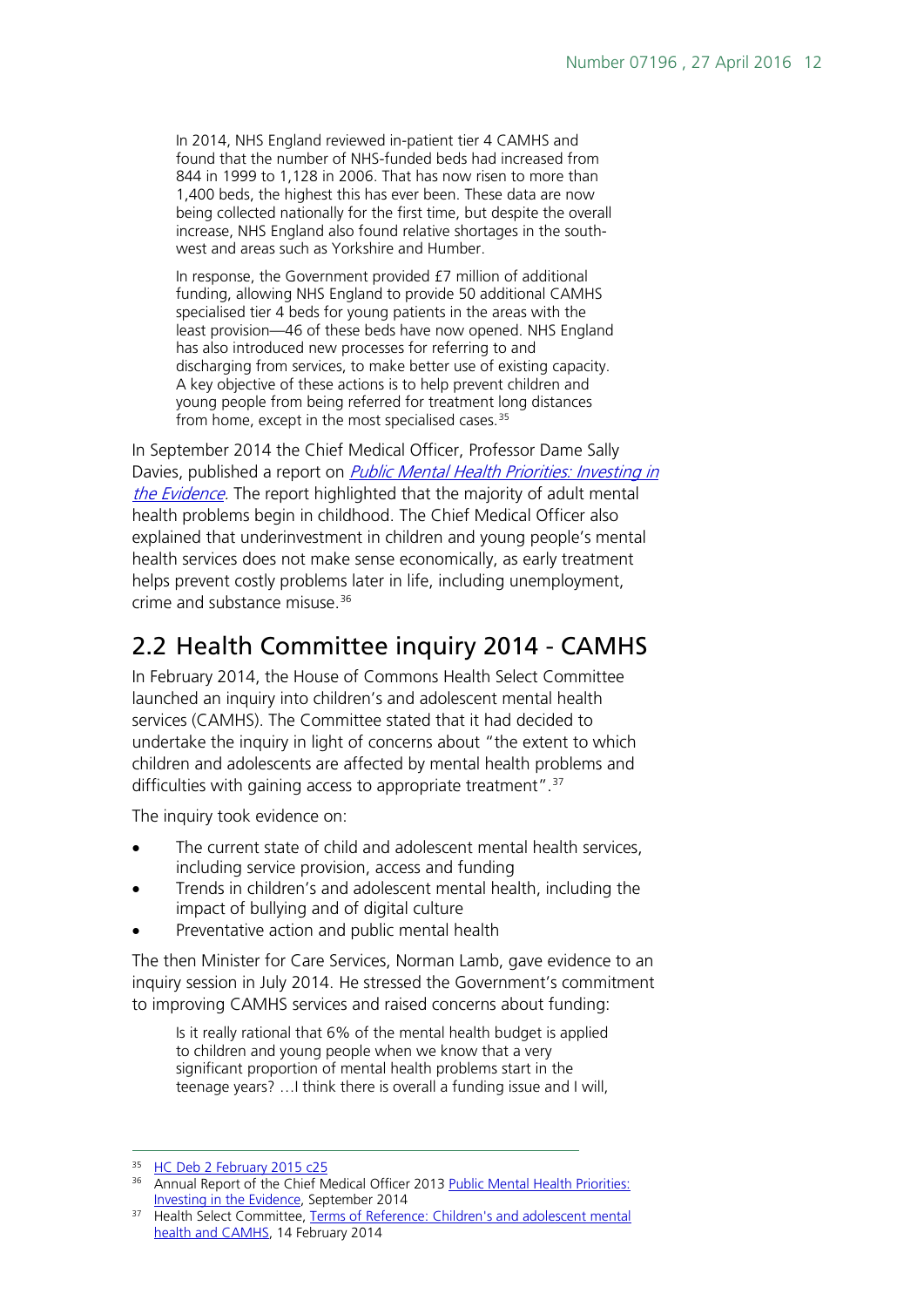> In 2014, NHS England reviewed in-patient tier 4 CAMHS and found that the number of NHS-funded beds had increased from 844 in 1999 to 1,128 in 2006. That has now risen to more than 1,400 beds, the highest this has ever been. These data are now being collected nationally for the first time, but despite the overall increase, NHS England also found relative shortages in the south-west and areas such as Yorkshire and Humber.
>
> In response, the Government provided £7 million of additional funding, allowing NHS England to provide 50 additional CAMHS specialised tier 4 beds for young patients in the areas with the least provision—46 of these beds have now opened. NHS England has also introduced new processes for referring to and discharging from services, to make better use of existing capacity. A key objective of these actions is to help prevent children and young people from being referred for treatment long distances from home, except in the most specialised cases.[35]

In September 2014 the Chief Medical Officer, Professor Dame Sally Davies, published a report on *Public Mental Health Priorities: Investing in the Evidence*. The report highlighted that the majority of adult mental health problems begin in childhood. The Chief Medical Officer also explained that underinvestment in children and young people's mental health services does not make sense economically, as early treatment helps prevent costly problems later in life, including unemployment, crime and substance misuse.[36]

## 2.2 Health Committee inquiry 2014 - CAMHS

In February 2014, the House of Commons Health Select Committee launched an inquiry into children's and adolescent mental health services (CAMHS). The Committee stated that it had decided to undertake the inquiry in light of concerns about "the extent to which children and adolescents are affected by mental health problems and difficulties with gaining access to appropriate treatment".[37]

The inquiry took evidence on:

- The current state of child and adolescent mental health services, including service provision, access and funding
- Trends in children's and adolescent mental health, including the impact of bullying and of digital culture
- Preventative action and public mental health

The then Minister for Care Services, Norman Lamb, gave evidence to an inquiry session in July 2014. He stressed the Government's commitment to improving CAMHS services and raised concerns about funding:

> Is it really rational that 6% of the mental health budget is applied to children and young people when we know that a very significant proportion of mental health problems start in the teenage years? …I think there is overall a funding issue and I will,

[35] HC Deb 2 February 2015 c25

[36] Annual Report of the Chief Medical Officer 2013 Public Mental Health Priorities: Investing in the Evidence, September 2014

[37] Health Select Committee, Terms of Reference: Children's and adolescent mental health and CAMHS, 14 February 2014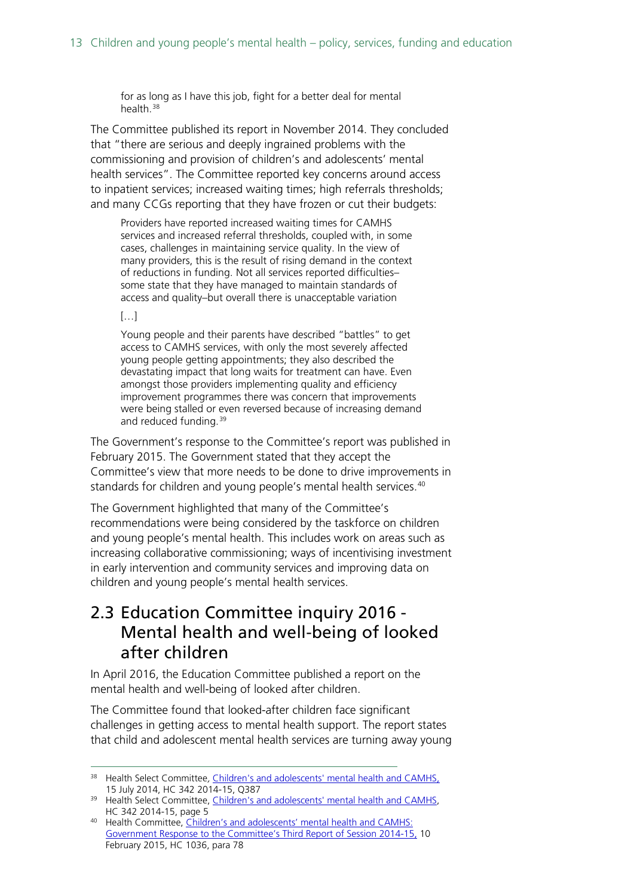> for as long as I have this job, fight for a better deal for mental health.[38]

The Committee published its report in November 2014. They concluded that "there are serious and deeply ingrained problems with the commissioning and provision of children's and adolescents' mental health services". The Committee reported key concerns around access to inpatient services; increased waiting times; high referrals thresholds; and many CCGs reporting that they have frozen or cut their budgets:

> Providers have reported increased waiting times for CAMHS services and increased referral thresholds, coupled with, in some cases, challenges in maintaining service quality. In the view of many providers, this is the result of rising demand in the context of reductions in funding. Not all services reported difficulties–some state that they have managed to maintain standards of access and quality–but overall there is unacceptable variation
>
> […]
>
> Young people and their parents have described "battles" to get access to CAMHS services, with only the most severely affected young people getting appointments; they also described the devastating impact that long waits for treatment can have. Even amongst those providers implementing quality and efficiency improvement programmes there was concern that improvements were being stalled or even reversed because of increasing demand and reduced funding.[39]

The Government's response to the Committee's report was published in February 2015. The Government stated that they accept the Committee's view that more needs to be done to drive improvements in standards for children and young people's mental health services.[40]

The Government highlighted that many of the Committee's recommendations were being considered by the taskforce on children and young people's mental health. This includes work on areas such as increasing collaborative commissioning; ways of incentivising investment in early intervention and community services and improving data on children and young people's mental health services.

## 2.3 Education Committee inquiry 2016 - Mental health and well-being of looked after children

In April 2016, the Education Committee published a report on the mental health and well-being of looked after children.

The Committee found that looked-after children face significant challenges in getting access to mental health support. The report states that child and adolescent mental health services are turning away young

---

[38] Health Select Committee, Children's and adolescents' mental health and CAMHS, 15 July 2014, HC 342 2014-15, Q387

[39] Health Select Committee, Children's and adolescents' mental health and CAMHS, HC 342 2014-15, page 5

[40] Health Committee, Children's and adolescents' mental health and CAMHS: Government Response to the Committee's Third Report of Session 2014-15, 10 February 2015, HC 1036, para 78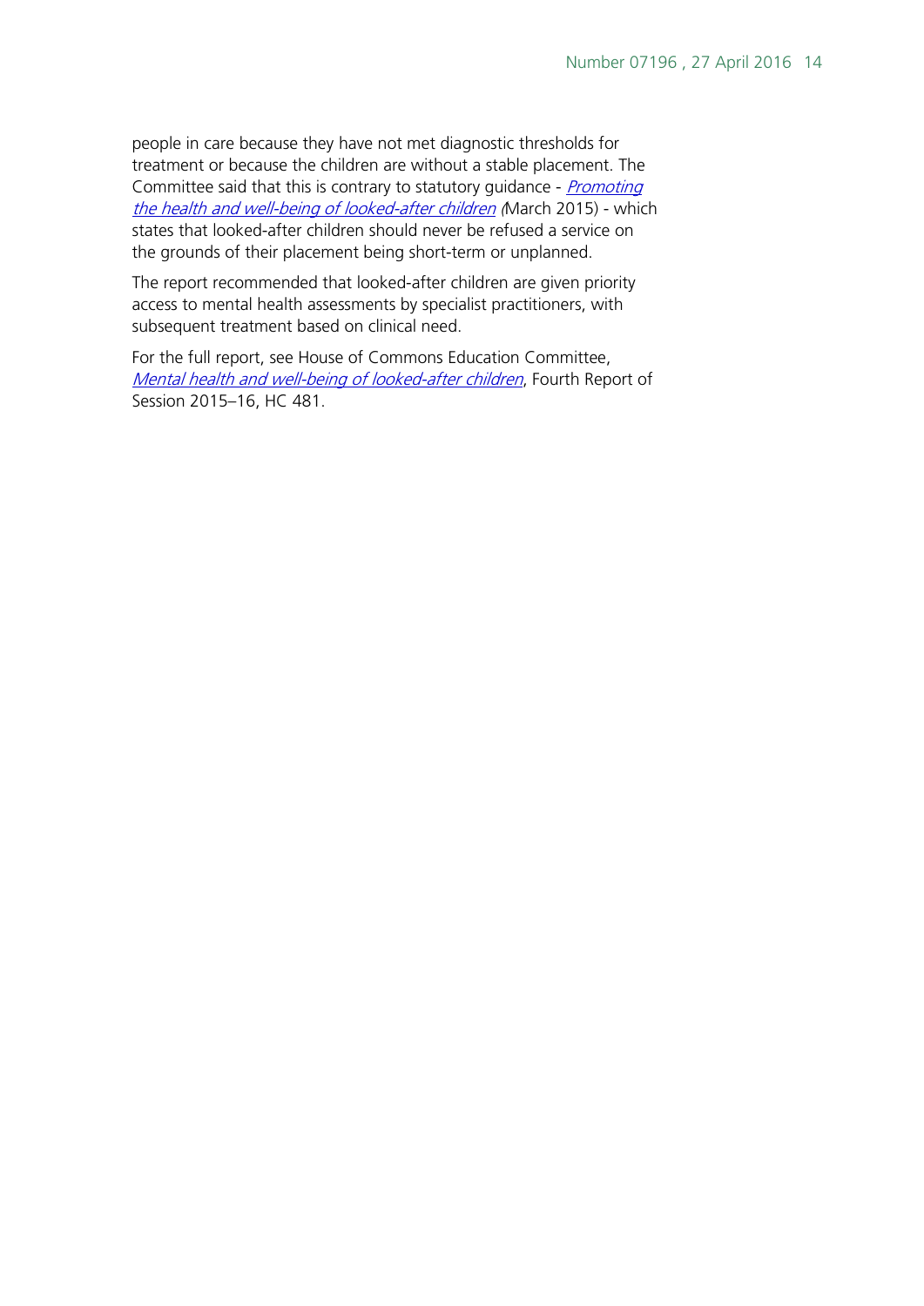people in care because they have not met diagnostic thresholds for treatment or because the children are without a stable placement. The Committee said that this is contrary to statutory guidance - *Promoting the health and well-being of looked-after children* (March 2015) - which states that looked-after children should never be refused a service on the grounds of their placement being short-term or unplanned.

The report recommended that looked-after children are given priority access to mental health assessments by specialist practitioners, with subsequent treatment based on clinical need.

For the full report, see House of Commons Education Committee, *Mental health and well-being of looked-after children*, Fourth Report of Session 2015–16, HC 481.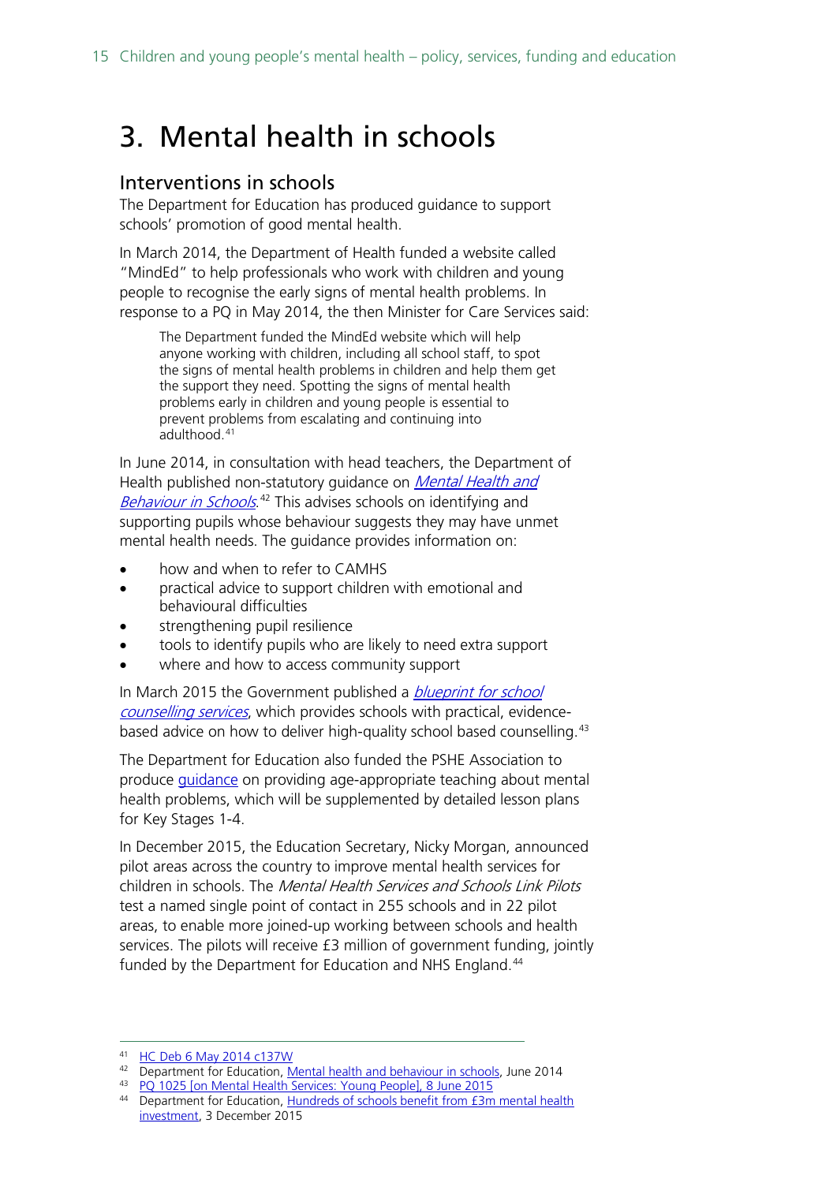# 3. Mental health in schools

## Interventions in schools

The Department for Education has produced guidance to support schools' promotion of good mental health.

In March 2014, the Department of Health funded a website called "MindEd" to help professionals who work with children and young people to recognise the early signs of mental health problems. In response to a PQ in May 2014, the then Minister for Care Services said:

> The Department funded the MindEd website which will help anyone working with children, including all school staff, to spot the signs of mental health problems in children and help them get the support they need. Spotting the signs of mental health problems early in children and young people is essential to prevent problems from escalating and continuing into adulthood.[41]

In June 2014, in consultation with head teachers, the Department of Health published non-statutory guidance on *Mental Health and Behaviour in Schools*.[42] This advises schools on identifying and supporting pupils whose behaviour suggests they may have unmet mental health needs. The guidance provides information on:

- how and when to refer to CAMHS
- practical advice to support children with emotional and behavioural difficulties
- strengthening pupil resilience
- tools to identify pupils who are likely to need extra support
- where and how to access community support

In March 2015 the Government published a *blueprint for school counselling services*, which provides schools with practical, evidence-based advice on how to deliver high-quality school based counselling.[43]

The Department for Education also funded the PSHE Association to produce guidance on providing age-appropriate teaching about mental health problems, which will be supplemented by detailed lesson plans for Key Stages 1-4.

In December 2015, the Education Secretary, Nicky Morgan, announced pilot areas across the country to improve mental health services for children in schools. The *Mental Health Services and Schools Link Pilots* test a named single point of contact in 255 schools and in 22 pilot areas, to enable more joined-up working between schools and health services. The pilots will receive £3 million of government funding, jointly funded by the Department for Education and NHS England.[44]

---

[41] HC Deb 6 May 2014 c137W

[42] Department for Education, Mental health and behaviour in schools, June 2014

[43] PQ 1025 [on Mental Health Services: Young People], 8 June 2015

[44] Department for Education, Hundreds of schools benefit from £3m mental health investment, 3 December 2015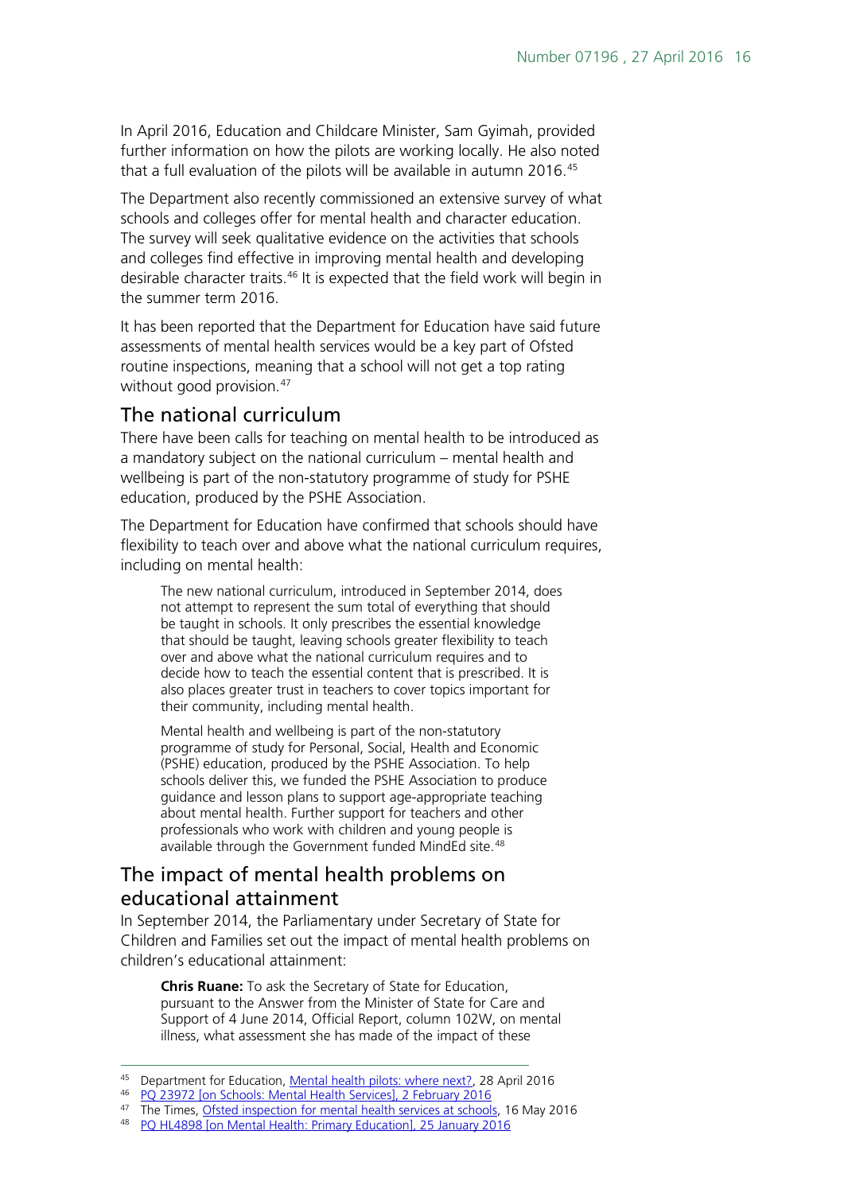In April 2016, Education and Childcare Minister, Sam Gyimah, provided further information on how the pilots are working locally. He also noted that a full evaluation of the pilots will be available in autumn 2016.[45]

The Department also recently commissioned an extensive survey of what schools and colleges offer for mental health and character education. The survey will seek qualitative evidence on the activities that schools and colleges find effective in improving mental health and developing desirable character traits.[46] It is expected that the field work will begin in the summer term 2016.

It has been reported that the Department for Education have said future assessments of mental health services would be a key part of Ofsted routine inspections, meaning that a school will not get a top rating without good provision.[47]

## The national curriculum

There have been calls for teaching on mental health to be introduced as a mandatory subject on the national curriculum – mental health and wellbeing is part of the non-statutory programme of study for PSHE education, produced by the PSHE Association.

The Department for Education have confirmed that schools should have flexibility to teach over and above what the national curriculum requires, including on mental health:

> The new national curriculum, introduced in September 2014, does not attempt to represent the sum total of everything that should be taught in schools. It only prescribes the essential knowledge that should be taught, leaving schools greater flexibility to teach over and above what the national curriculum requires and to decide how to teach the essential content that is prescribed. It is also places greater trust in teachers to cover topics important for their community, including mental health.
>
> Mental health and wellbeing is part of the non-statutory programme of study for Personal, Social, Health and Economic (PSHE) education, produced by the PSHE Association. To help schools deliver this, we funded the PSHE Association to produce guidance and lesson plans to support age-appropriate teaching about mental health. Further support for teachers and other professionals who work with children and young people is available through the Government funded MindEd site.[48]

## The impact of mental health problems on educational attainment

In September 2014, the Parliamentary under Secretary of State for Children and Families set out the impact of mental health problems on children's educational attainment:

> **Chris Ruane:** To ask the Secretary of State for Education, pursuant to the Answer from the Minister of State for Care and Support of 4 June 2014, Official Report, column 102W, on mental illness, what assessment she has made of the impact of these

---

[45] Department for Education, Mental health pilots: where next?, 28 April 2016

[46] PQ 23972 [on Schools: Mental Health Services], 2 February 2016

[47] The Times, Ofsted inspection for mental health services at schools, 16 May 2016

[48] PQ HL4898 [on Mental Health: Primary Education], 25 January 2016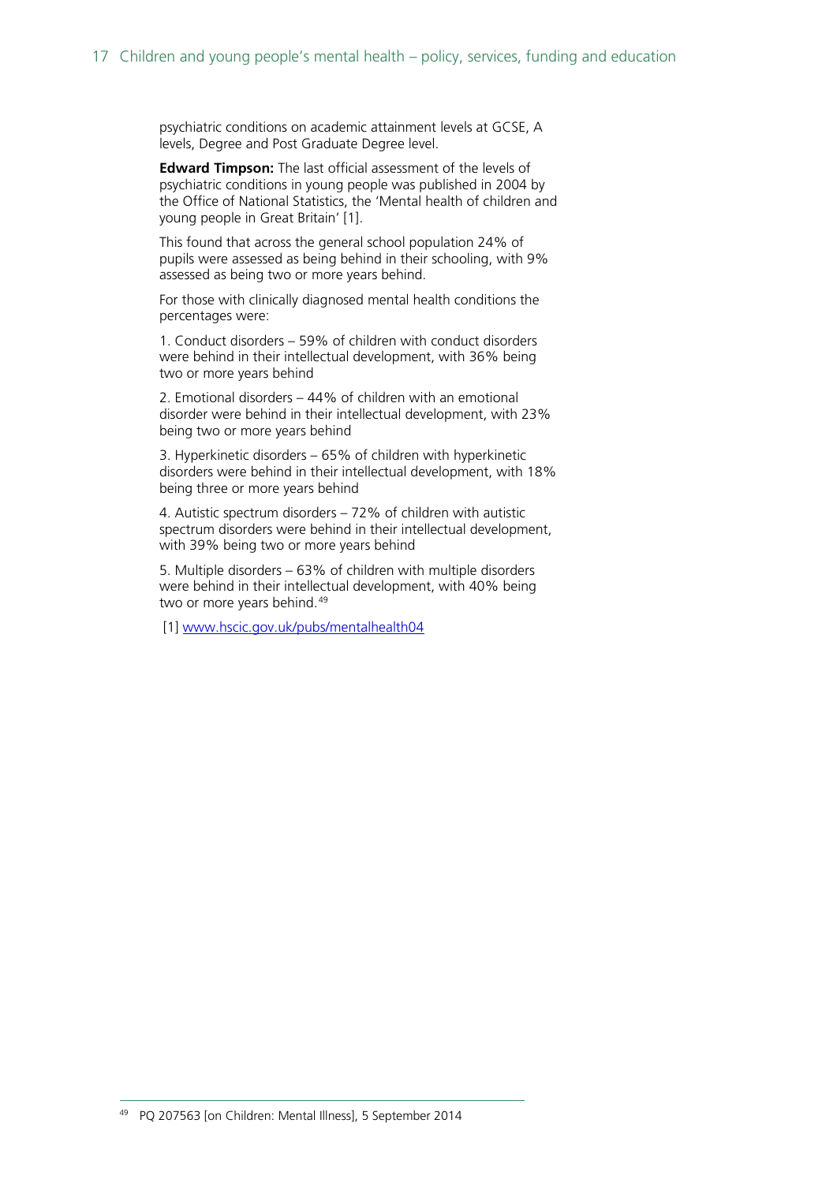psychiatric conditions on academic attainment levels at GCSE, A levels, Degree and Post Graduate Degree level.

**Edward Timpson:** The last official assessment of the levels of psychiatric conditions in young people was published in 2004 by the Office of National Statistics, the 'Mental health of children and young people in Great Britain' [1].

This found that across the general school population 24% of pupils were assessed as being behind in their schooling, with 9% assessed as being two or more years behind.

For those with clinically diagnosed mental health conditions the percentages were:

1. Conduct disorders – 59% of children with conduct disorders were behind in their intellectual development, with 36% being two or more years behind

2. Emotional disorders – 44% of children with an emotional disorder were behind in their intellectual development, with 23% being two or more years behind

3. Hyperkinetic disorders – 65% of children with hyperkinetic disorders were behind in their intellectual development, with 18% being three or more years behind

4. Autistic spectrum disorders – 72% of children with autistic spectrum disorders were behind in their intellectual development, with 39% being two or more years behind

5. Multiple disorders – 63% of children with multiple disorders were behind in their intellectual development, with 40% being two or more years behind.[49]

[1] www.hscic.gov.uk/pubs/mentalhealth04

---

[49] PQ 207563 [on Children: Mental Illness], 5 September 2014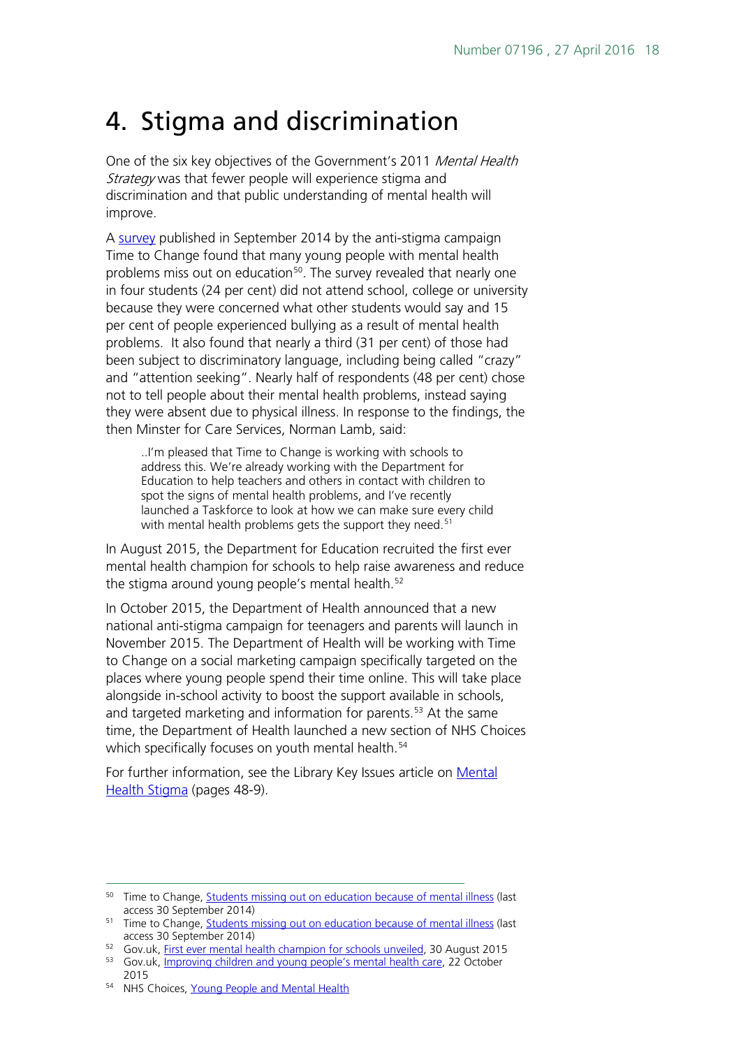# 4. Stigma and discrimination

One of the six key objectives of the Government's 2011 *Mental Health Strategy* was that fewer people will experience stigma and discrimination and that public understanding of mental health will improve.

A survey published in September 2014 by the anti-stigma campaign Time to Change found that many young people with mental health problems miss out on education[50]. The survey revealed that nearly one in four students (24 per cent) did not attend school, college or university because they were concerned what other students would say and 15 per cent of people experienced bullying as a result of mental health problems. It also found that nearly a third (31 per cent) of those had been subject to discriminatory language, including being called "crazy" and "attention seeking". Nearly half of respondents (48 per cent) chose not to tell people about their mental health problems, instead saying they were absent due to physical illness. In response to the findings, the then Minster for Care Services, Norman Lamb, said:

> ..I'm pleased that Time to Change is working with schools to address this. We're already working with the Department for Education to help teachers and others in contact with children to spot the signs of mental health problems, and I've recently launched a Taskforce to look at how we can make sure every child with mental health problems gets the support they need.[51]

In August 2015, the Department for Education recruited the first ever mental health champion for schools to help raise awareness and reduce the stigma around young people's mental health.[52]

In October 2015, the Department of Health announced that a new national anti-stigma campaign for teenagers and parents will launch in November 2015. The Department of Health will be working with Time to Change on a social marketing campaign specifically targeted on the places where young people spend their time online. This will take place alongside in-school activity to boost the support available in schools, and targeted marketing and information for parents.[53] At the same time, the Department of Health launched a new section of NHS Choices which specifically focuses on youth mental health.[54]

For further information, see the Library Key Issues article on Mental Health Stigma (pages 48-9).

---

[50] Time to Change, Students missing out on education because of mental illness (last access 30 September 2014)

[51] Time to Change, Students missing out on education because of mental illness (last access 30 September 2014)

[52] Gov.uk, First ever mental health champion for schools unveiled, 30 August 2015

[53] Gov.uk, Improving children and young people's mental health care, 22 October 2015

[54] NHS Choices, Young People and Mental Health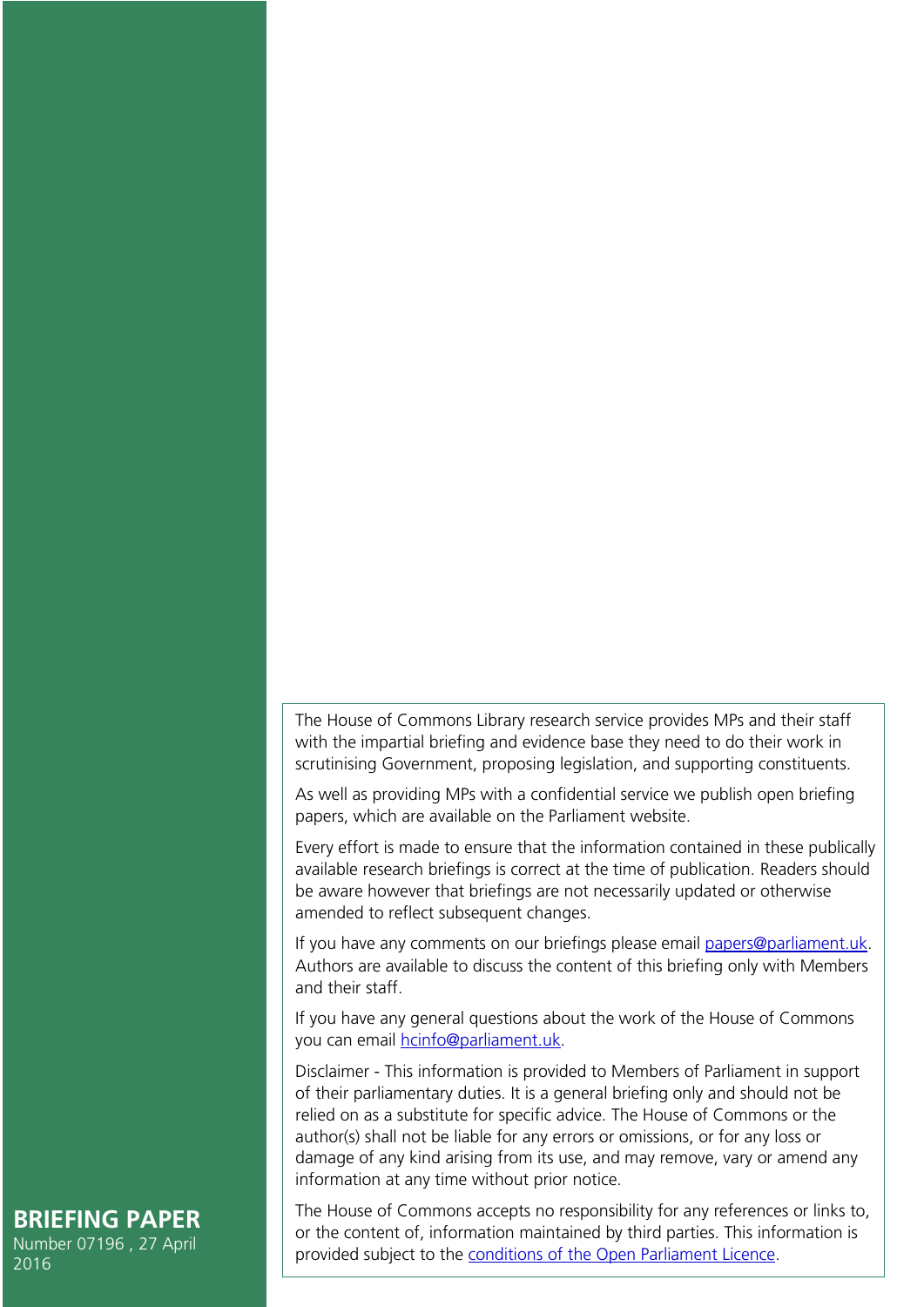**BRIEFING PAPER**

Number 07196 , 27 April 2016

The House of Commons Library research service provides MPs and their staff with the impartial briefing and evidence base they need to do their work in scrutinising Government, proposing legislation, and supporting constituents.

As well as providing MPs with a confidential service we publish open briefing papers, which are available on the Parliament website.

Every effort is made to ensure that the information contained in these publically available research briefings is correct at the time of publication. Readers should be aware however that briefings are not necessarily updated or otherwise amended to reflect subsequent changes.

If you have any comments on our briefings please email [papers@parliament.uk](mailto:papers@parliament.uk). Authors are available to discuss the content of this briefing only with Members and their staff.

If you have any general questions about the work of the House of Commons you can email [hcinfo@parliament.uk](mailto:hcinfo@parliament.uk).

Disclaimer - This information is provided to Members of Parliament in support of their parliamentary duties. It is a general briefing only and should not be relied on as a substitute for specific advice. The House of Commons or the author(s) shall not be liable for any errors or omissions, or for any loss or damage of any kind arising from its use, and may remove, vary or amend any information at any time without prior notice.

The House of Commons accepts no responsibility for any references or links to, or the content of, information maintained by third parties. This information is provided subject to the conditions of the Open Parliament Licence.